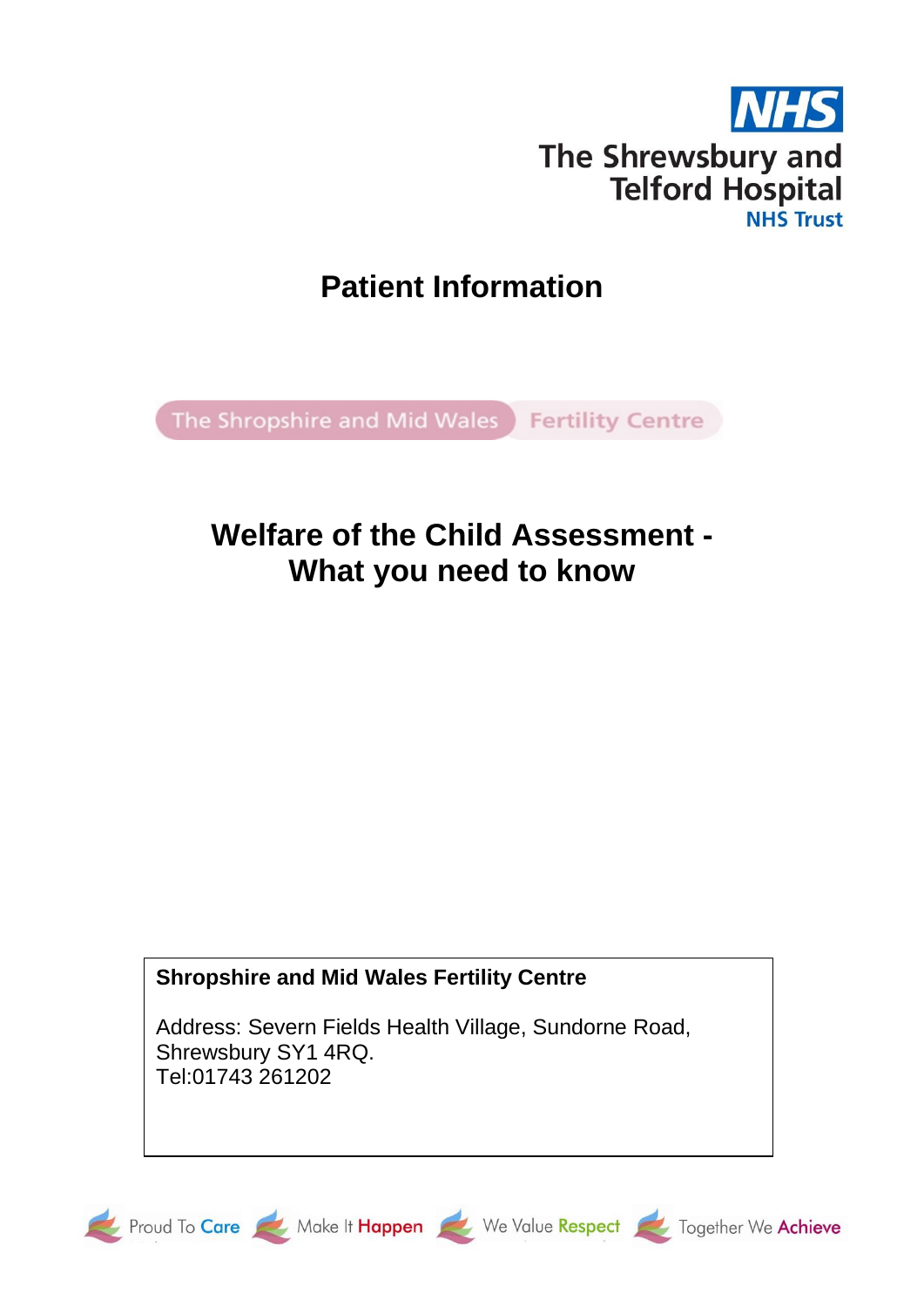NHS

The Shrewsbury and Telford Hospital NHS Trust

# Patient Information

The Shropshire and Mid Wales Fertility Centre

## Welfare of the Child Assessment - What you need to know

**Shropshire and Mid Wales Fertility Centre**

Address: Severn Fields Health Village, Sundorne Road, Shrewsbury SY1 4RQ.
Tel:01743 261202

Proud To Care | Make It Happen | We Value Respect | Together We Achieve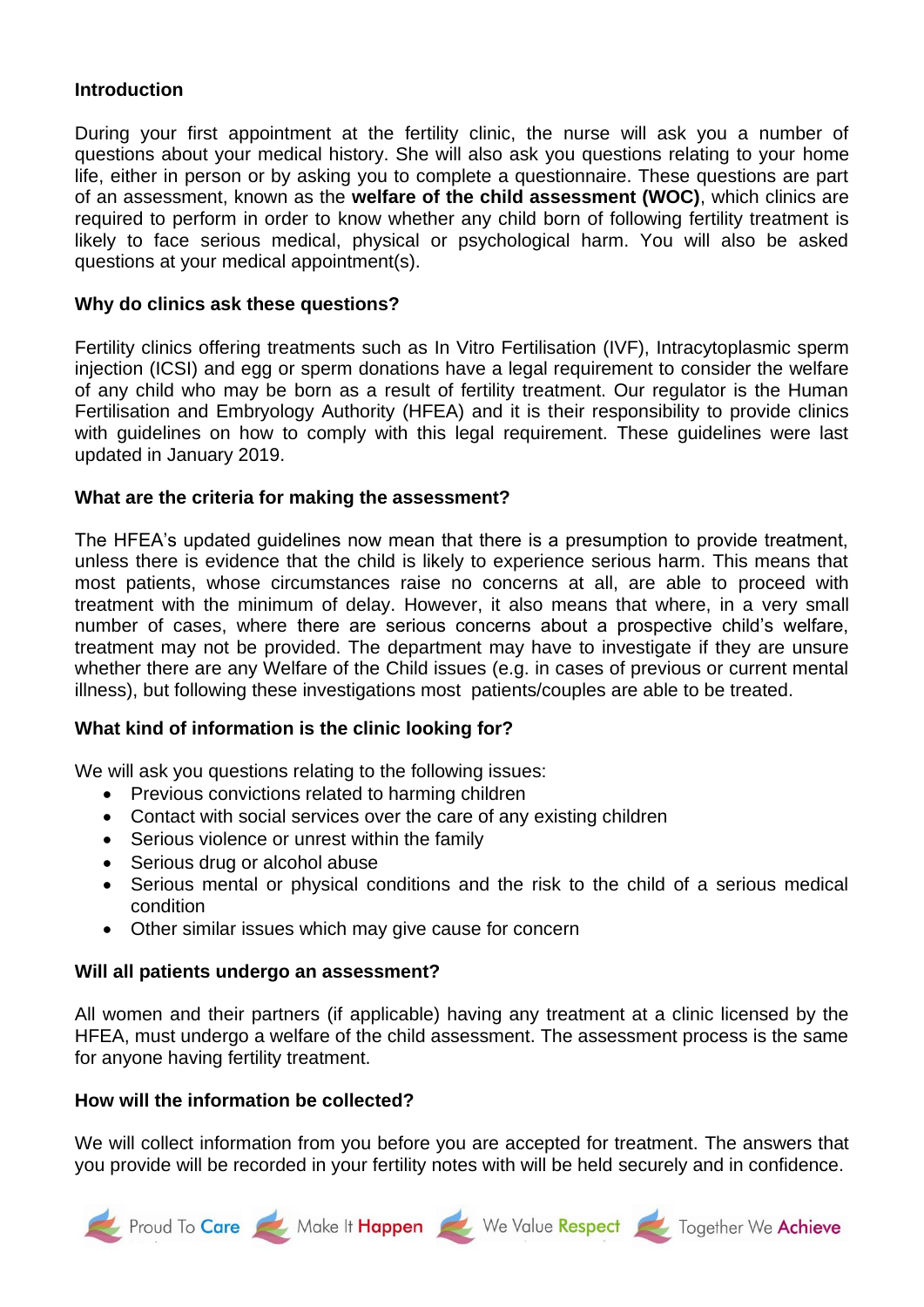## Introduction

During your first appointment at the fertility clinic, the nurse will ask you a number of questions about your medical history. She will also ask you questions relating to your home life, either in person or by asking you to complete a questionnaire. These questions are part of an assessment, known as the **welfare of the child assessment (WOC)**, which clinics are required to perform in order to know whether any child born of following fertility treatment is likely to face serious medical, physical or psychological harm. You will also be asked questions at your medical appointment(s).

## Why do clinics ask these questions?

Fertility clinics offering treatments such as In Vitro Fertilisation (IVF), Intracytoplasmic sperm injection (ICSI) and egg or sperm donations have a legal requirement to consider the welfare of any child who may be born as a result of fertility treatment. Our regulator is the Human Fertilisation and Embryology Authority (HFEA) and it is their responsibility to provide clinics with guidelines on how to comply with this legal requirement. These guidelines were last updated in January 2019.

## What are the criteria for making the assessment?

The HFEA's updated guidelines now mean that there is a presumption to provide treatment, unless there is evidence that the child is likely to experience serious harm. This means that most patients, whose circumstances raise no concerns at all, are able to proceed with treatment with the minimum of delay. However, it also means that where, in a very small number of cases, where there are serious concerns about a prospective child's welfare, treatment may not be provided. The department may have to investigate if they are unsure whether there are any Welfare of the Child issues (e.g. in cases of previous or current mental illness), but following these investigations most patients/couples are able to be treated.

## What kind of information is the clinic looking for?

We will ask you questions relating to the following issues:

- Previous convictions related to harming children
- Contact with social services over the care of any existing children
- Serious violence or unrest within the family
- Serious drug or alcohol abuse
- Serious mental or physical conditions and the risk to the child of a serious medical condition
- Other similar issues which may give cause for concern

## Will all patients undergo an assessment?

All women and their partners (if applicable) having any treatment at a clinic licensed by the HFEA, must undergo a welfare of the child assessment. The assessment process is the same for anyone having fertility treatment.

## How will the information be collected?

We will collect information from you before you are accepted for treatment. The answers that you provide will be recorded in your fertility notes with will be held securely and in confidence.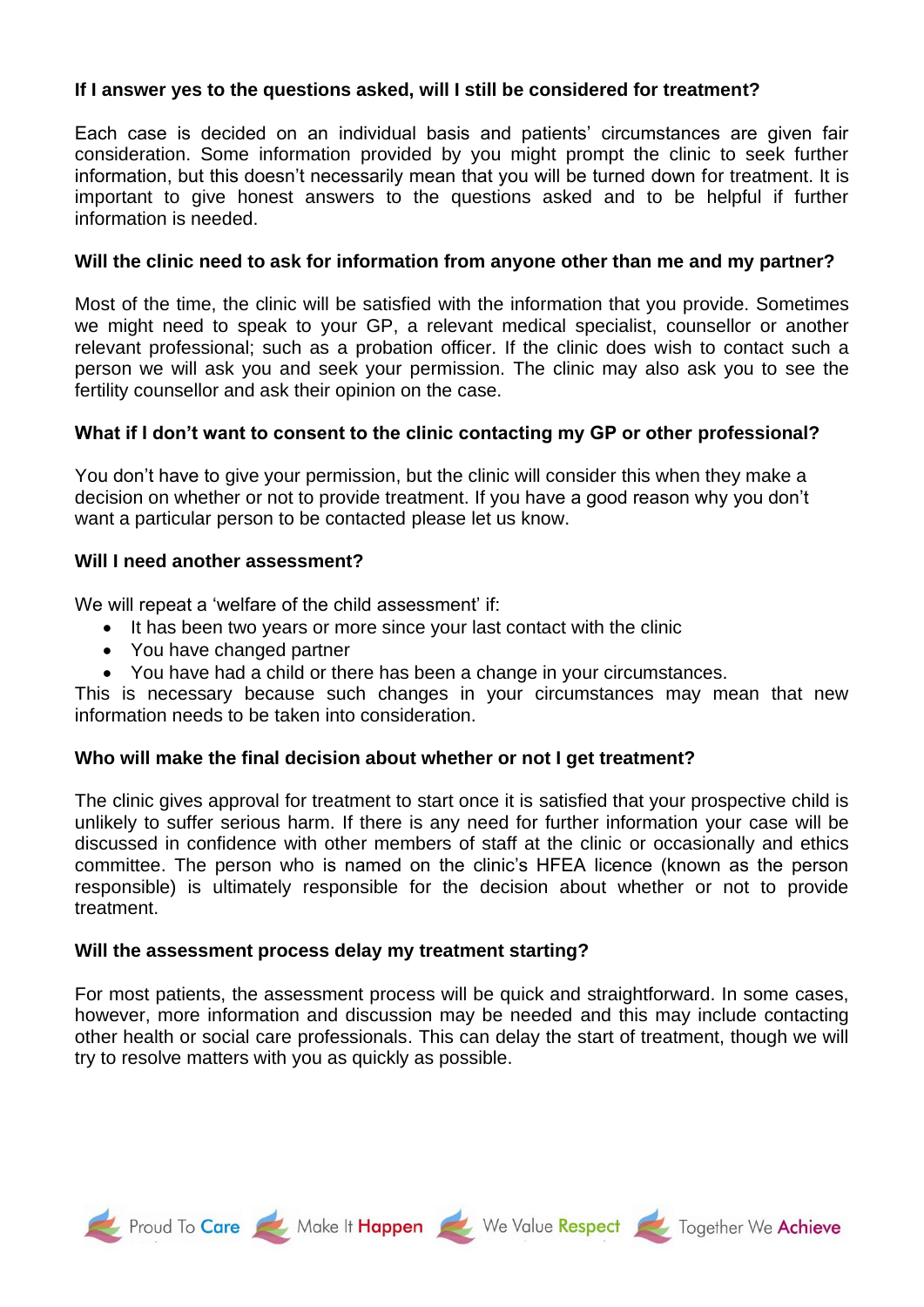**If I answer yes to the questions asked, will I still be considered for treatment?**

Each case is decided on an individual basis and patients' circumstances are given fair consideration. Some information provided by you might prompt the clinic to seek further information, but this doesn't necessarily mean that you will be turned down for treatment. It is important to give honest answers to the questions asked and to be helpful if further information is needed.

**Will the clinic need to ask for information from anyone other than me and my partner?**

Most of the time, the clinic will be satisfied with the information that you provide. Sometimes we might need to speak to your GP, a relevant medical specialist, counsellor or another relevant professional; such as a probation officer. If the clinic does wish to contact such a person we will ask you and seek your permission. The clinic may also ask you to see the fertility counsellor and ask their opinion on the case.

**What if I don't want to consent to the clinic contacting my GP or other professional?**

You don't have to give your permission, but the clinic will consider this when they make a decision on whether or not to provide treatment. If you have a good reason why you don't want a particular person to be contacted please let us know.

**Will I need another assessment?**

We will repeat a 'welfare of the child assessment' if:

- It has been two years or more since your last contact with the clinic
- You have changed partner
- You have had a child or there has been a change in your circumstances.

This is necessary because such changes in your circumstances may mean that new information needs to be taken into consideration.

**Who will make the final decision about whether or not I get treatment?**

The clinic gives approval for treatment to start once it is satisfied that your prospective child is unlikely to suffer serious harm. If there is any need for further information your case will be discussed in confidence with other members of staff at the clinic or occasionally and ethics committee. The person who is named on the clinic's HFEA licence (known as the person responsible) is ultimately responsible for the decision about whether or not to provide treatment.

**Will the assessment process delay my treatment starting?**

For most patients, the assessment process will be quick and straightforward. In some cases, however, more information and discussion may be needed and this may include contacting other health or social care professionals. This can delay the start of treatment, though we will try to resolve matters with you as quickly as possible.

Proud To **Care** Make It **Happen** We Value **Respect** Together We **Achieve**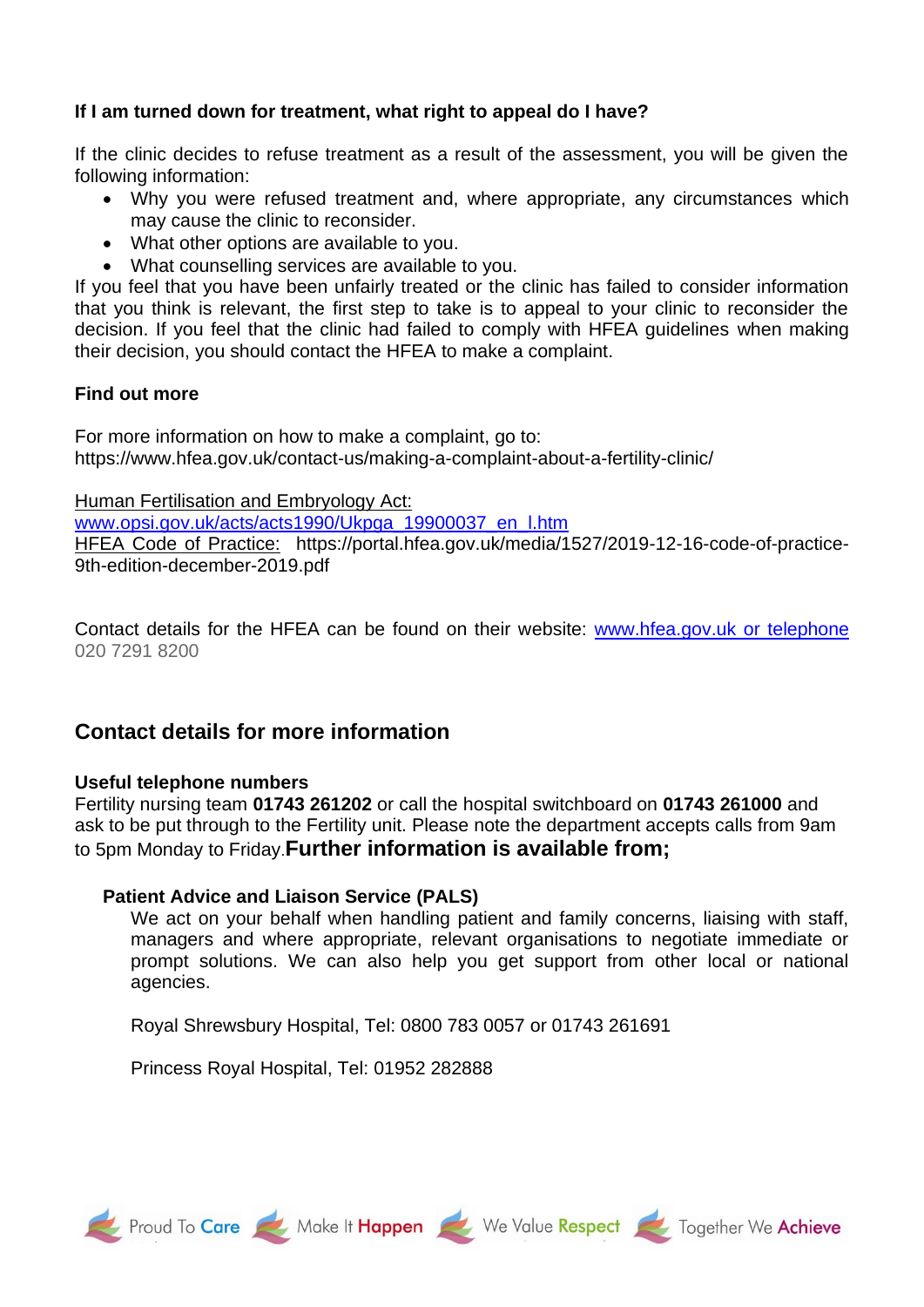**If I am turned down for treatment, what right to appeal do I have?**

If the clinic decides to refuse treatment as a result of the assessment, you will be given the following information:

- Why you were refused treatment and, where appropriate, any circumstances which may cause the clinic to reconsider.
- What other options are available to you.
- What counselling services are available to you.

If you feel that you have been unfairly treated or the clinic has failed to consider information that you think is relevant, the first step to take is to appeal to your clinic to reconsider the decision. If you feel that the clinic had failed to comply with HFEA guidelines when making their decision, you should contact the HFEA to make a complaint.

**Find out more**

For more information on how to make a complaint, go to:
https://www.hfea.gov.uk/contact-us/making-a-complaint-about-a-fertility-clinic/

Human Fertilisation and Embryology Act:
www.opsi.gov.uk/acts/acts1990/Ukpga_19900037_en_l.htm
HFEA Code of Practice: https://portal.hfea.gov.uk/media/1527/2019-12-16-code-of-practice-9th-edition-december-2019.pdf

Contact details for the HFEA can be found on their website: www.hfea.gov.uk or telephone 020 7291 8200

## Contact details for more information

**Useful telephone numbers**
Fertility nursing team **01743 261202** or call the hospital switchboard on **01743 261000** and ask to be put through to the Fertility unit. Please note the department accepts calls from 9am to 5pm Monday to Friday. **Further information is available from;**

**Patient Advice and Liaison Service (PALS)**

We act on your behalf when handling patient and family concerns, liaising with staff, managers and where appropriate, relevant organisations to negotiate immediate or prompt solutions. We can also help you get support from other local or national agencies.

Royal Shrewsbury Hospital, Tel: 0800 783 0057 or 01743 261691

Princess Royal Hospital, Tel: 01952 282888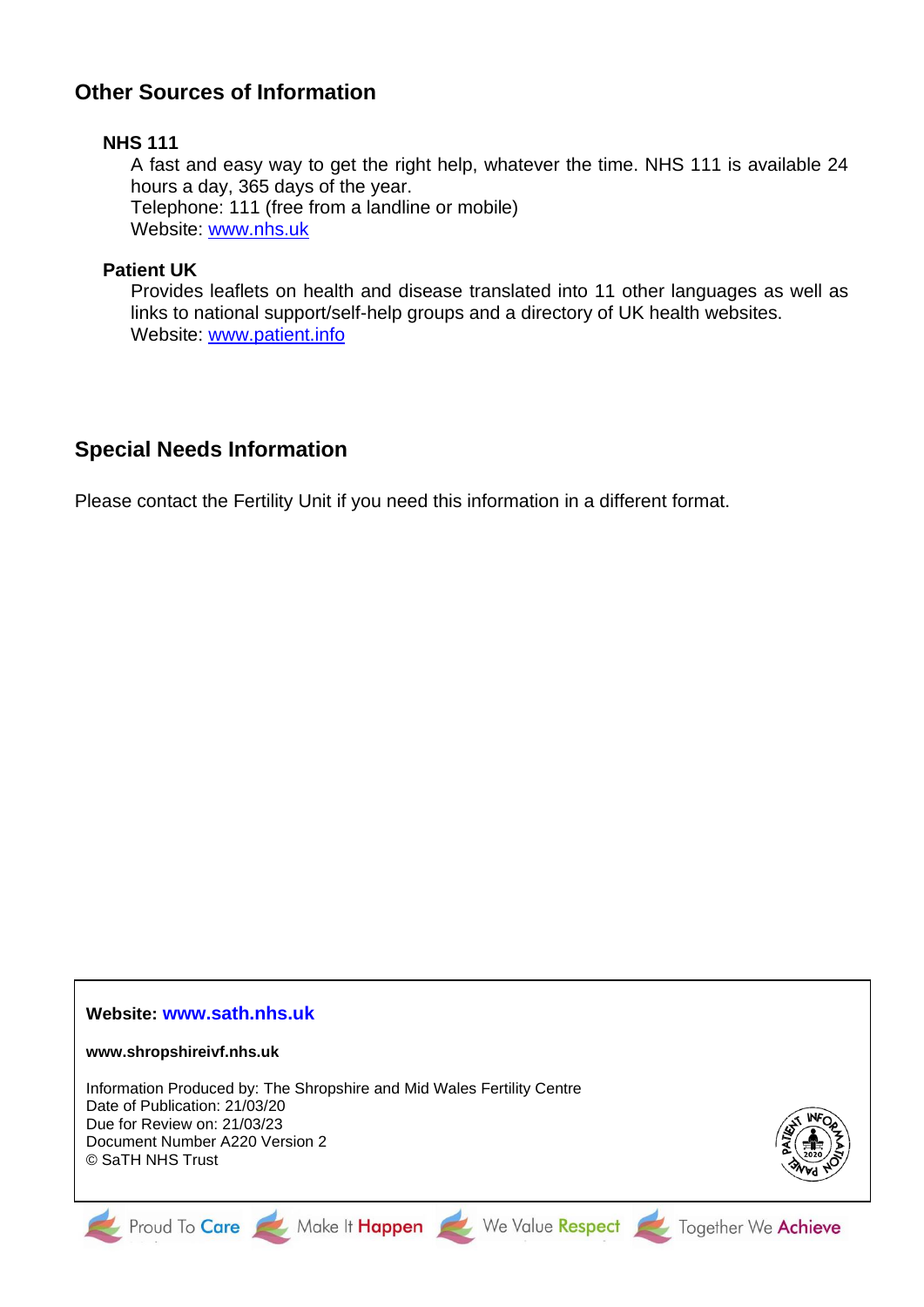## Other Sources of Information

**NHS 111**

A fast and easy way to get the right help, whatever the time. NHS 111 is available 24 hours a day, 365 days of the year.
Telephone: 111 (free from a landline or mobile)
Website: www.nhs.uk

**Patient UK**

Provides leaflets on health and disease translated into 11 other languages as well as links to national support/self-help groups and a directory of UK health websites.
Website: www.patient.info

## Special Needs Information

Please contact the Fertility Unit if you need this information in a different format.

**Website: www.sath.nhs.uk**

**www.shropshireivf.nhs.uk**

Information Produced by: The Shropshire and Mid Wales Fertility Centre
Date of Publication: 21/03/20
Due for Review on: 21/03/23
Document Number A220 Version 2
© SaTH NHS Trust

Proud To Care | Make It Happen | We Value Respect | Together We Achieve